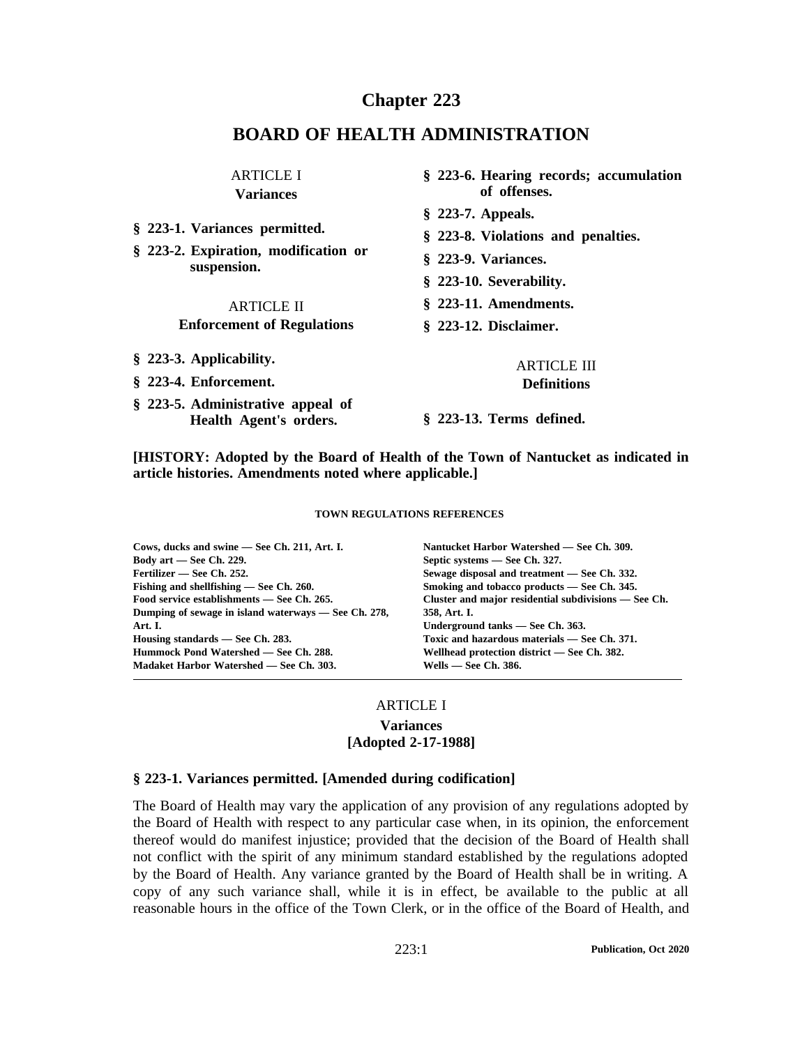# Chapter 223

# BOARD OF HEALTH ADMINISTRATION

ARTICLE I
**Variances**

**§ 223-1. Variances permitted.**

**§ 223-2. Expiration, modification or suspension.**

ARTICLE II
**Enforcement of Regulations**

**§ 223-3. Applicability.**

**§ 223-4. Enforcement.**

**§ 223-5. Administrative appeal of Health Agent's orders.**

**§ 223-6. Hearing records; accumulation of offenses.**

**§ 223-7. Appeals.**

**§ 223-8. Violations and penalties.**

**§ 223-9. Variances.**

**§ 223-10. Severability.**

**§ 223-11. Amendments.**

**§ 223-12. Disclaimer.**

ARTICLE III
**Definitions**

**§ 223-13. Terms defined.**

**[HISTORY: Adopted by the Board of Health of the Town of Nantucket as indicated in article histories. Amendments noted where applicable.]**

**TOWN REGULATIONS REFERENCES**

**Cows, ducks and swine — See Ch. 211, Art. I.**
**Body art — See Ch. 229.**
**Fertilizer — See Ch. 252.**
**Fishing and shellfishing — See Ch. 260.**
**Food service establishments — See Ch. 265.**
**Dumping of sewage in island waterways — See Ch. 278, Art. I.**
**Housing standards — See Ch. 283.**
**Hummock Pond Watershed — See Ch. 288.**
**Madaket Harbor Watershed — See Ch. 303.**
**Nantucket Harbor Watershed — See Ch. 309.**
**Septic systems — See Ch. 327.**
**Sewage disposal and treatment — See Ch. 332.**
**Smoking and tobacco products — See Ch. 345.**
**Cluster and major residential subdivisions — See Ch. 358, Art. I.**
**Underground tanks — See Ch. 363.**
**Toxic and hazardous materials — See Ch. 371.**
**Wellhead protection district — See Ch. 382.**
**Wells — See Ch. 386.**

---

## ARTICLE I
## Variances
## [Adopted 2-17-1988]

### § 223-1. Variances permitted. [Amended during codification]

The Board of Health may vary the application of any provision of any regulations adopted by the Board of Health with respect to any particular case when, in its opinion, the enforcement thereof would do manifest injustice; provided that the decision of the Board of Health shall not conflict with the spirit of any minimum standard established by the regulations adopted by the Board of Health. Any variance granted by the Board of Health shall be in writing. A copy of any such variance shall, while it is in effect, be available to the public at all reasonable hours in the office of the Town Clerk, or in the office of the Board of Health, and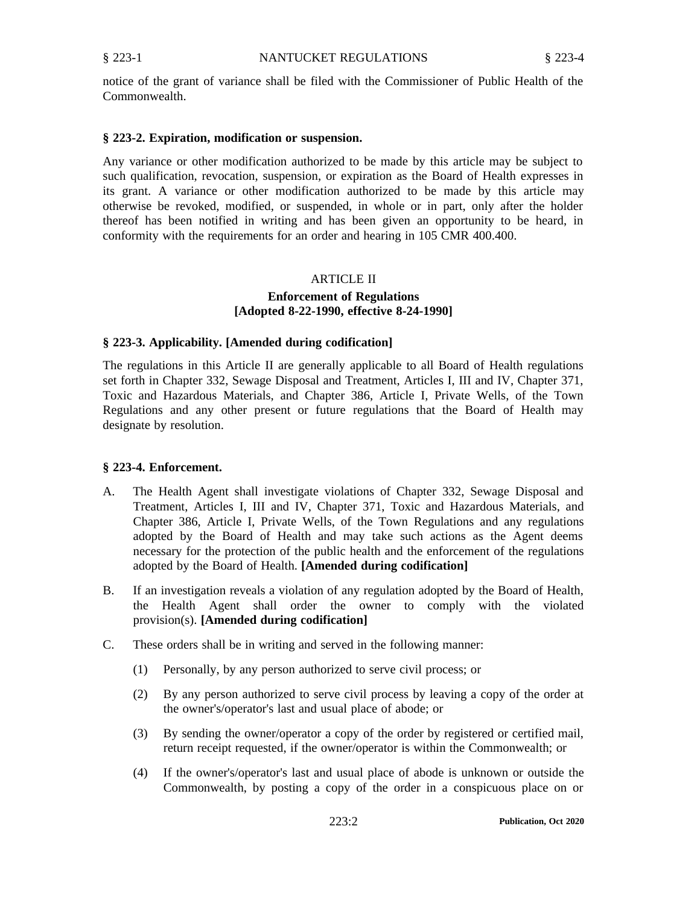notice of the grant of variance shall be filed with the Commissioner of Public Health of the Commonwealth.

### § 223-2. Expiration, modification or suspension.

Any variance or other modification authorized to be made by this article may be subject to such qualification, revocation, suspension, or expiration as the Board of Health expresses in its grant. A variance or other modification authorized to be made by this article may otherwise be revoked, modified, or suspended, in whole or in part, only after the holder thereof has been notified in writing and has been given an opportunity to be heard, in conformity with the requirements for an order and hearing in 105 CMR 400.400.

## ARTICLE II

## Enforcement of Regulations
## [Adopted 8-22-1990, effective 8-24-1990]

### § 223-3. Applicability. [Amended during codification]

The regulations in this Article II are generally applicable to all Board of Health regulations set forth in Chapter 332, Sewage Disposal and Treatment, Articles I, III and IV, Chapter 371, Toxic and Hazardous Materials, and Chapter 386, Article I, Private Wells, of the Town Regulations and any other present or future regulations that the Board of Health may designate by resolution.

### § 223-4. Enforcement.

A. The Health Agent shall investigate violations of Chapter 332, Sewage Disposal and Treatment, Articles I, III and IV, Chapter 371, Toxic and Hazardous Materials, and Chapter 386, Article I, Private Wells, of the Town Regulations and any regulations adopted by the Board of Health and may take such actions as the Agent deems necessary for the protection of the public health and the enforcement of the regulations adopted by the Board of Health. **[Amended during codification]**

B. If an investigation reveals a violation of any regulation adopted by the Board of Health, the Health Agent shall order the owner to comply with the violated provision(s). **[Amended during codification]**

C. These orders shall be in writing and served in the following manner:

    (1) Personally, by any person authorized to serve civil process; or

    (2) By any person authorized to serve civil process by leaving a copy of the order at the owner's/operator's last and usual place of abode; or

    (3) By sending the owner/operator a copy of the order by registered or certified mail, return receipt requested, if the owner/operator is within the Commonwealth; or

    (4) If the owner's/operator's last and usual place of abode is unknown or outside the Commonwealth, by posting a copy of the order in a conspicuous place on or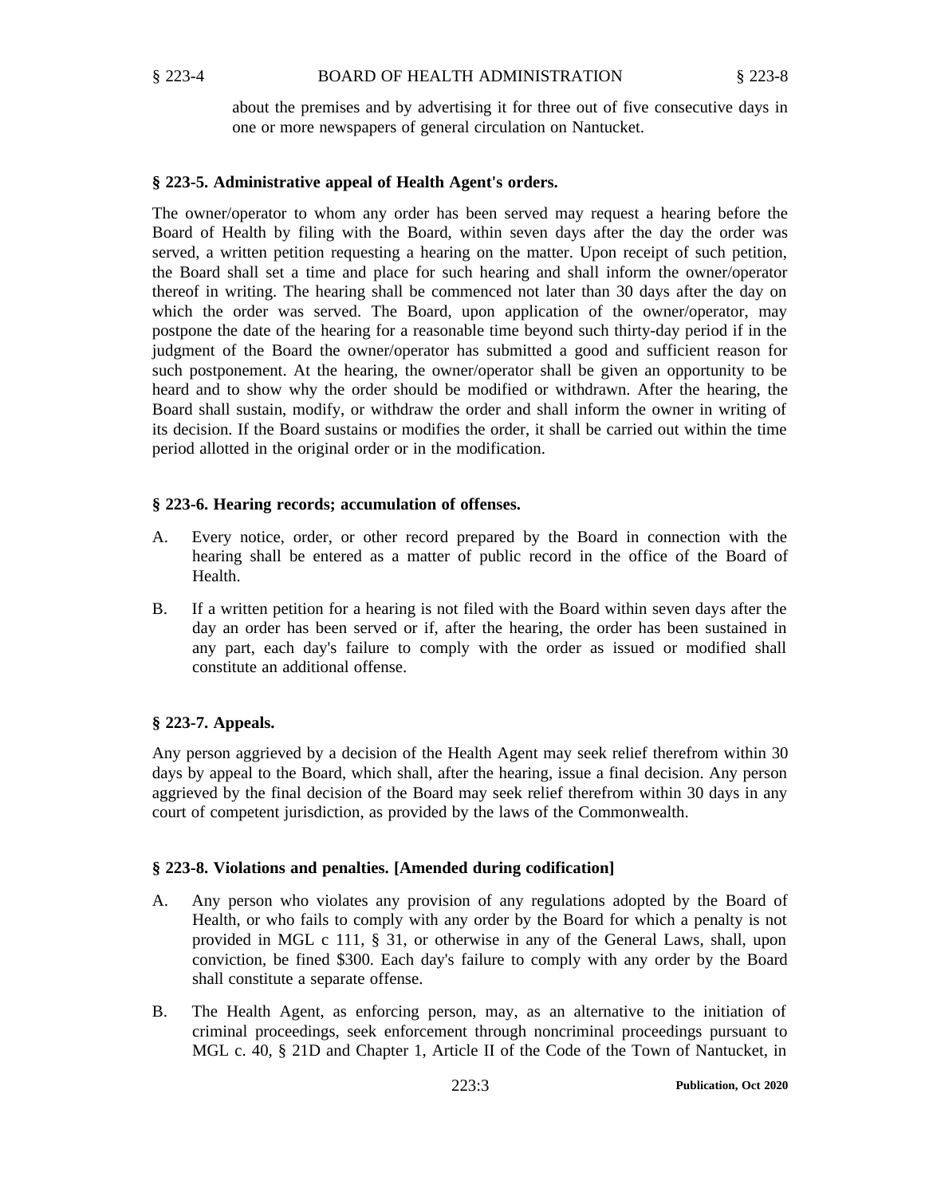about the premises and by advertising it for three out of five consecutive days in one or more newspapers of general circulation on Nantucket.

### § 223-5. Administrative appeal of Health Agent's orders.

The owner/operator to whom any order has been served may request a hearing before the Board of Health by filing with the Board, within seven days after the day the order was served, a written petition requesting a hearing on the matter. Upon receipt of such petition, the Board shall set a time and place for such hearing and shall inform the owner/operator thereof in writing. The hearing shall be commenced not later than 30 days after the day on which the order was served. The Board, upon application of the owner/operator, may postpone the date of the hearing for a reasonable time beyond such thirty-day period if in the judgment of the Board the owner/operator has submitted a good and sufficient reason for such postponement. At the hearing, the owner/operator shall be given an opportunity to be heard and to show why the order should be modified or withdrawn. After the hearing, the Board shall sustain, modify, or withdraw the order and shall inform the owner in writing of its decision. If the Board sustains or modifies the order, it shall be carried out within the time period allotted in the original order or in the modification.

### § 223-6. Hearing records; accumulation of offenses.

A. Every notice, order, or other record prepared by the Board in connection with the hearing shall be entered as a matter of public record in the office of the Board of Health.

B. If a written petition for a hearing is not filed with the Board within seven days after the day an order has been served or if, after the hearing, the order has been sustained in any part, each day's failure to comply with the order as issued or modified shall constitute an additional offense.

### § 223-7. Appeals.

Any person aggrieved by a decision of the Health Agent may seek relief therefrom within 30 days by appeal to the Board, which shall, after the hearing, issue a final decision. Any person aggrieved by the final decision of the Board may seek relief therefrom within 30 days in any court of competent jurisdiction, as provided by the laws of the Commonwealth.

### § 223-8. Violations and penalties. [Amended during codification]

A. Any person who violates any provision of any regulations adopted by the Board of Health, or who fails to comply with any order by the Board for which a penalty is not provided in MGL c 111, § 31, or otherwise in any of the General Laws, shall, upon conviction, be fined $300. Each day's failure to comply with any order by the Board shall constitute a separate offense.

B. The Health Agent, as enforcing person, may, as an alternative to the initiation of criminal proceedings, seek enforcement through noncriminal proceedings pursuant to MGL c. 40, § 21D and Chapter 1, Article II of the Code of the Town of Nantucket, in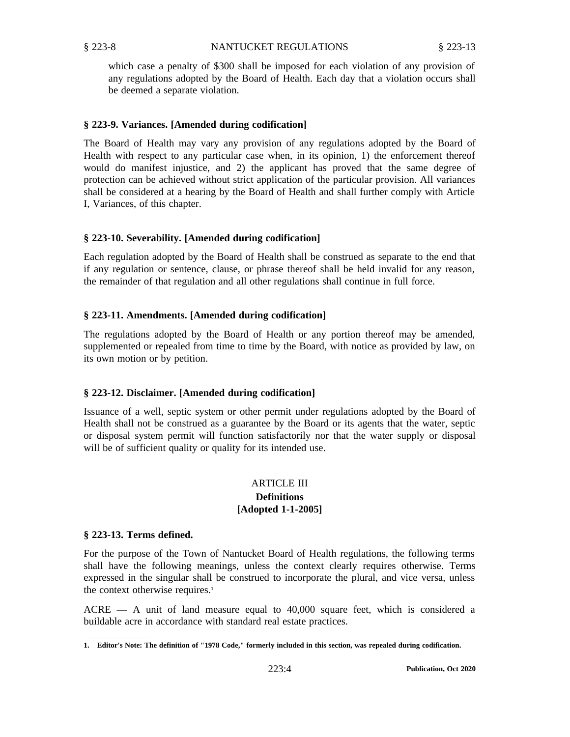which case a penalty of $300 shall be imposed for each violation of any provision of any regulations adopted by the Board of Health. Each day that a violation occurs shall be deemed a separate violation.

### § 223-9. Variances. [Amended during codification]

The Board of Health may vary any provision of any regulations adopted by the Board of Health with respect to any particular case when, in its opinion, 1) the enforcement thereof would do manifest injustice, and 2) the applicant has proved that the same degree of protection can be achieved without strict application of the particular provision. All variances shall be considered at a hearing by the Board of Health and shall further comply with Article I, Variances, of this chapter.

### § 223-10. Severability. [Amended during codification]

Each regulation adopted by the Board of Health shall be construed as separate to the end that if any regulation or sentence, clause, or phrase thereof shall be held invalid for any reason, the remainder of that regulation and all other regulations shall continue in full force.

### § 223-11. Amendments. [Amended during codification]

The regulations adopted by the Board of Health or any portion thereof may be amended, supplemented or repealed from time to time by the Board, with notice as provided by law, on its own motion or by petition.

### § 223-12. Disclaimer. [Amended during codification]

Issuance of a well, septic system or other permit under regulations adopted by the Board of Health shall not be construed as a guarantee by the Board or its agents that the water, septic or disposal system permit will function satisfactorily nor that the water supply or disposal will be of sufficient quality or quality for its intended use.

## ARTICLE III
## Definitions
## [Adopted 1-1-2005]

### § 223-13. Terms defined.

For the purpose of the Town of Nantucket Board of Health regulations, the following terms shall have the following meanings, unless the context clearly requires otherwise. Terms expressed in the singular shall be construed to incorporate the plural, and vice versa, unless the context otherwise requires.[1]

ACRE — A unit of land measure equal to 40,000 square feet, which is considered a buildable acre in accordance with standard real estate practices.

**1. Editor's Note: The definition of "1978 Code," formerly included in this section, was repealed during codification.**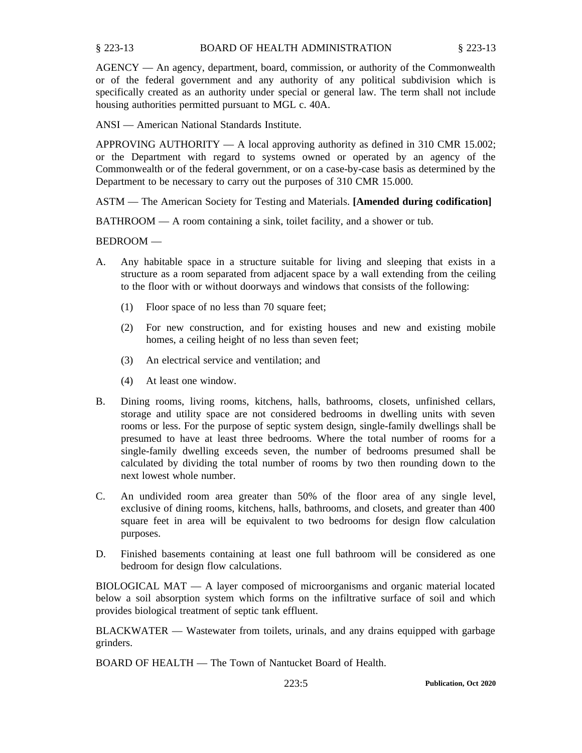AGENCY — An agency, department, board, commission, or authority of the Commonwealth or of the federal government and any authority of any political subdivision which is specifically created as an authority under special or general law. The term shall not include housing authorities permitted pursuant to MGL c. 40A.

ANSI — American National Standards Institute.

APPROVING AUTHORITY — A local approving authority as defined in 310 CMR 15.002; or the Department with regard to systems owned or operated by an agency of the Commonwealth or of the federal government, or on a case-by-case basis as determined by the Department to be necessary to carry out the purposes of 310 CMR 15.000.

ASTM — The American Society for Testing and Materials. **[Amended during codification]**

BATHROOM — A room containing a sink, toilet facility, and a shower or tub.

BEDROOM —

A. Any habitable space in a structure suitable for living and sleeping that exists in a structure as a room separated from adjacent space by a wall extending from the ceiling to the floor with or without doorways and windows that consists of the following:

   (1) Floor space of no less than 70 square feet;

   (2) For new construction, and for existing houses and new and existing mobile homes, a ceiling height of no less than seven feet;

   (3) An electrical service and ventilation; and

   (4) At least one window.

B. Dining rooms, living rooms, kitchens, halls, bathrooms, closets, unfinished cellars, storage and utility space are not considered bedrooms in dwelling units with seven rooms or less. For the purpose of septic system design, single-family dwellings shall be presumed to have at least three bedrooms. Where the total number of rooms for a single-family dwelling exceeds seven, the number of bedrooms presumed shall be calculated by dividing the total number of rooms by two then rounding down to the next lowest whole number.

C. An undivided room area greater than 50% of the floor area of any single level, exclusive of dining rooms, kitchens, halls, bathrooms, and closets, and greater than 400 square feet in area will be equivalent to two bedrooms for design flow calculation purposes.

D. Finished basements containing at least one full bathroom will be considered as one bedroom for design flow calculations.

BIOLOGICAL MAT — A layer composed of microorganisms and organic material located below a soil absorption system which forms on the infiltrative surface of soil and which provides biological treatment of septic tank effluent.

BLACKWATER — Wastewater from toilets, urinals, and any drains equipped with garbage grinders.

BOARD OF HEALTH — The Town of Nantucket Board of Health.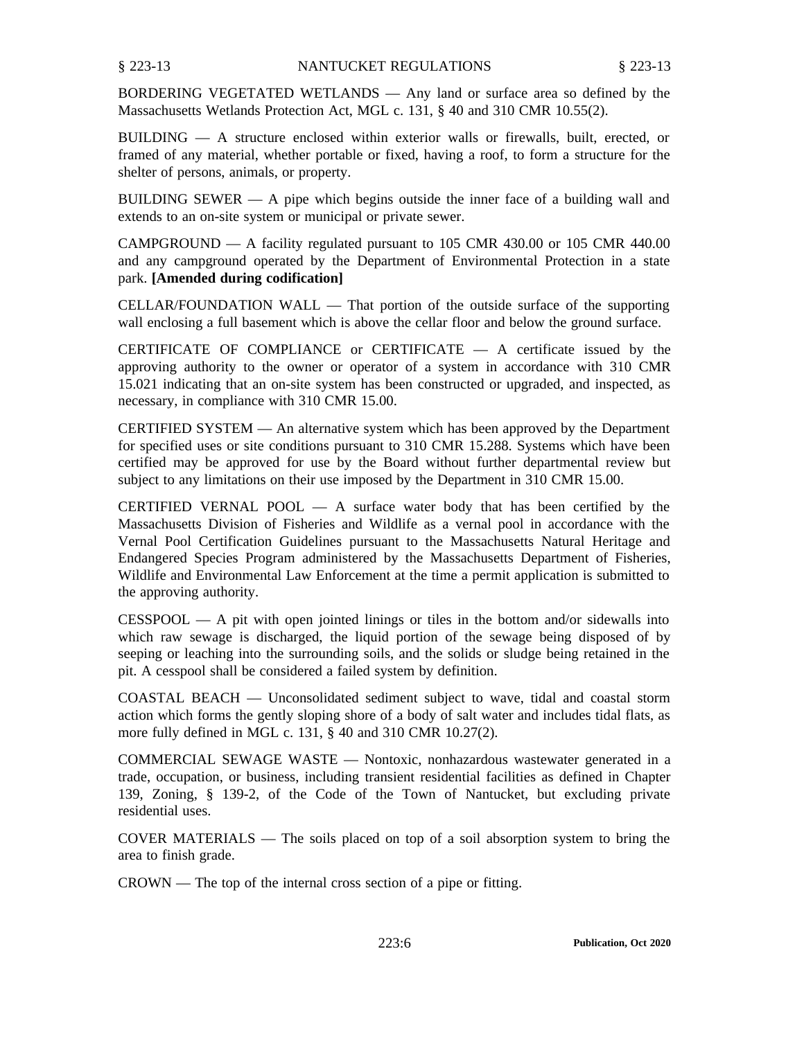BORDERING VEGETATED WETLANDS — Any land or surface area so defined by the Massachusetts Wetlands Protection Act, MGL c. 131, § 40 and 310 CMR 10.55(2).

BUILDING — A structure enclosed within exterior walls or firewalls, built, erected, or framed of any material, whether portable or fixed, having a roof, to form a structure for the shelter of persons, animals, or property.

BUILDING SEWER — A pipe which begins outside the inner face of a building wall and extends to an on-site system or municipal or private sewer.

CAMPGROUND — A facility regulated pursuant to 105 CMR 430.00 or 105 CMR 440.00 and any campground operated by the Department of Environmental Protection in a state park. **[Amended during codification]**

CELLAR/FOUNDATION WALL — That portion of the outside surface of the supporting wall enclosing a full basement which is above the cellar floor and below the ground surface.

CERTIFICATE OF COMPLIANCE or CERTIFICATE — A certificate issued by the approving authority to the owner or operator of a system in accordance with 310 CMR 15.021 indicating that an on-site system has been constructed or upgraded, and inspected, as necessary, in compliance with 310 CMR 15.00.

CERTIFIED SYSTEM — An alternative system which has been approved by the Department for specified uses or site conditions pursuant to 310 CMR 15.288. Systems which have been certified may be approved for use by the Board without further departmental review but subject to any limitations on their use imposed by the Department in 310 CMR 15.00.

CERTIFIED VERNAL POOL — A surface water body that has been certified by the Massachusetts Division of Fisheries and Wildlife as a vernal pool in accordance with the Vernal Pool Certification Guidelines pursuant to the Massachusetts Natural Heritage and Endangered Species Program administered by the Massachusetts Department of Fisheries, Wildlife and Environmental Law Enforcement at the time a permit application is submitted to the approving authority.

CESSPOOL — A pit with open jointed linings or tiles in the bottom and/or sidewalls into which raw sewage is discharged, the liquid portion of the sewage being disposed of by seeping or leaching into the surrounding soils, and the solids or sludge being retained in the pit. A cesspool shall be considered a failed system by definition.

COASTAL BEACH — Unconsolidated sediment subject to wave, tidal and coastal storm action which forms the gently sloping shore of a body of salt water and includes tidal flats, as more fully defined in MGL c. 131, § 40 and 310 CMR 10.27(2).

COMMERCIAL SEWAGE WASTE — Nontoxic, nonhazardous wastewater generated in a trade, occupation, or business, including transient residential facilities as defined in Chapter 139, Zoning, § 139-2, of the Code of the Town of Nantucket, but excluding private residential uses.

COVER MATERIALS — The soils placed on top of a soil absorption system to bring the area to finish grade.

CROWN — The top of the internal cross section of a pipe or fitting.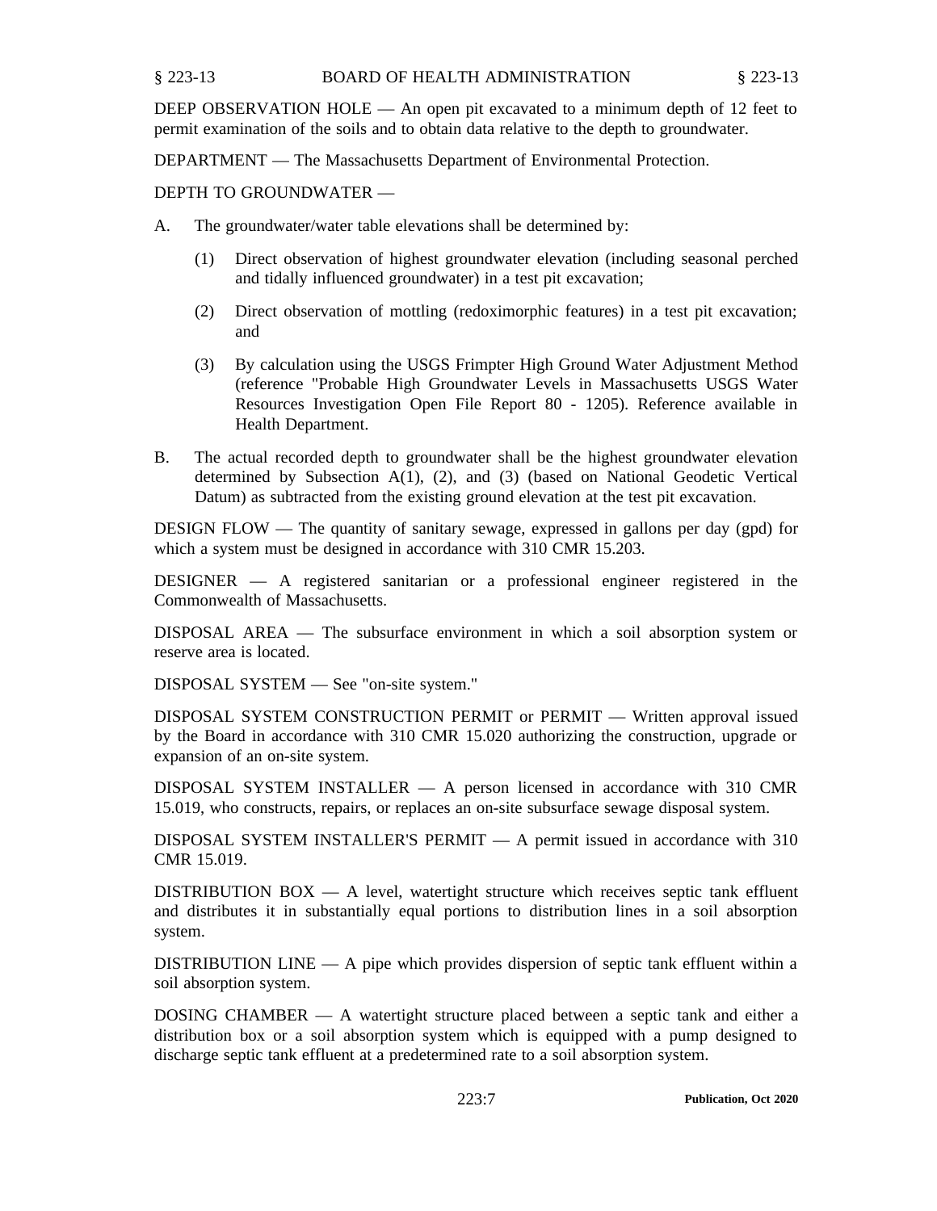DEEP OBSERVATION HOLE — An open pit excavated to a minimum depth of 12 feet to permit examination of the soils and to obtain data relative to the depth to groundwater.

DEPARTMENT — The Massachusetts Department of Environmental Protection.

DEPTH TO GROUNDWATER —

A. The groundwater/water table elevations shall be determined by:

   (1) Direct observation of highest groundwater elevation (including seasonal perched and tidally influenced groundwater) in a test pit excavation;

   (2) Direct observation of mottling (redoximorphic features) in a test pit excavation; and

   (3) By calculation using the USGS Frimpter High Ground Water Adjustment Method (reference "Probable High Groundwater Levels in Massachusetts USGS Water Resources Investigation Open File Report 80 - 1205). Reference available in Health Department.

B. The actual recorded depth to groundwater shall be the highest groundwater elevation determined by Subsection A(1), (2), and (3) (based on National Geodetic Vertical Datum) as subtracted from the existing ground elevation at the test pit excavation.

DESIGN FLOW — The quantity of sanitary sewage, expressed in gallons per day (gpd) for which a system must be designed in accordance with 310 CMR 15.203.

DESIGNER — A registered sanitarian or a professional engineer registered in the Commonwealth of Massachusetts.

DISPOSAL AREA — The subsurface environment in which a soil absorption system or reserve area is located.

DISPOSAL SYSTEM — See "on-site system."

DISPOSAL SYSTEM CONSTRUCTION PERMIT or PERMIT — Written approval issued by the Board in accordance with 310 CMR 15.020 authorizing the construction, upgrade or expansion of an on-site system.

DISPOSAL SYSTEM INSTALLER — A person licensed in accordance with 310 CMR 15.019, who constructs, repairs, or replaces an on-site subsurface sewage disposal system.

DISPOSAL SYSTEM INSTALLER'S PERMIT — A permit issued in accordance with 310 CMR 15.019.

DISTRIBUTION BOX — A level, watertight structure which receives septic tank effluent and distributes it in substantially equal portions to distribution lines in a soil absorption system.

DISTRIBUTION LINE — A pipe which provides dispersion of septic tank effluent within a soil absorption system.

DOSING CHAMBER — A watertight structure placed between a septic tank and either a distribution box or a soil absorption system which is equipped with a pump designed to discharge septic tank effluent at a predetermined rate to a soil absorption system.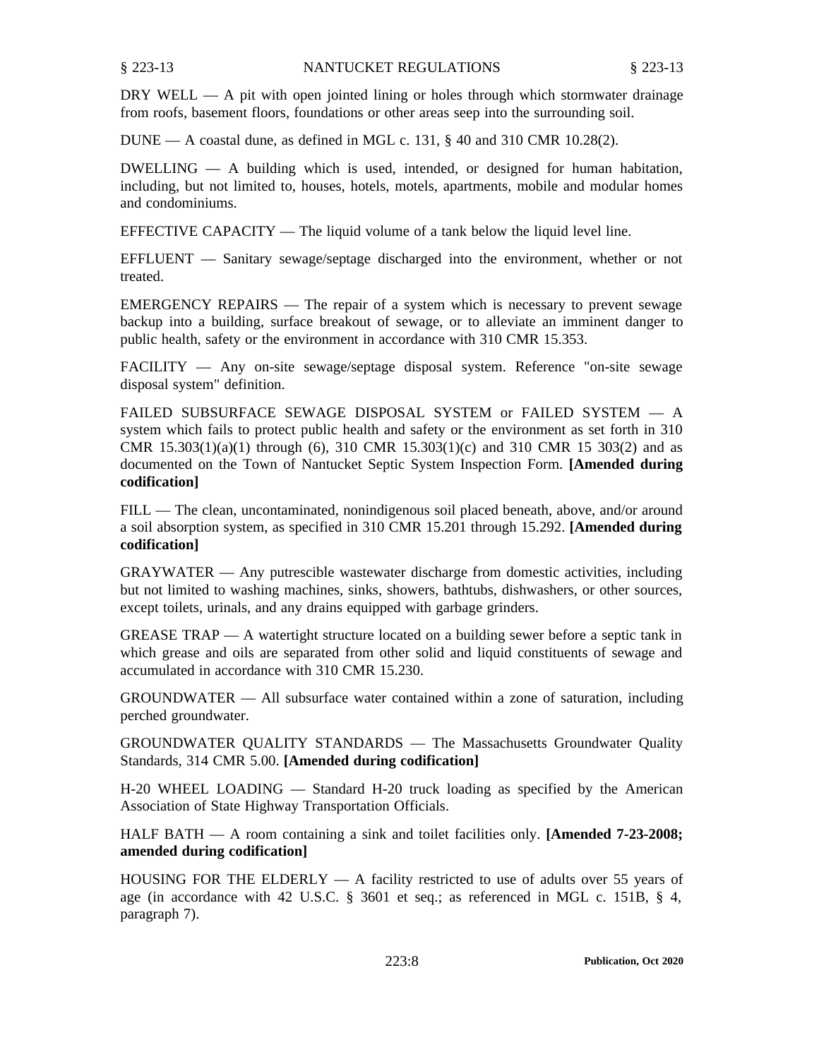DRY WELL — A pit with open jointed lining or holes through which stormwater drainage from roofs, basement floors, foundations or other areas seep into the surrounding soil.

DUNE — A coastal dune, as defined in MGL c. 131, § 40 and 310 CMR 10.28(2).

DWELLING — A building which is used, intended, or designed for human habitation, including, but not limited to, houses, hotels, motels, apartments, mobile and modular homes and condominiums.

EFFECTIVE CAPACITY — The liquid volume of a tank below the liquid level line.

EFFLUENT — Sanitary sewage/septage discharged into the environment, whether or not treated.

EMERGENCY REPAIRS — The repair of a system which is necessary to prevent sewage backup into a building, surface breakout of sewage, or to alleviate an imminent danger to public health, safety or the environment in accordance with 310 CMR 15.353.

FACILITY — Any on-site sewage/septage disposal system. Reference "on-site sewage disposal system" definition.

FAILED SUBSURFACE SEWAGE DISPOSAL SYSTEM or FAILED SYSTEM — A system which fails to protect public health and safety or the environment as set forth in 310 CMR 15.303(1)(a)(1) through (6), 310 CMR 15.303(1)(c) and 310 CMR 15 303(2) and as documented on the Town of Nantucket Septic System Inspection Form. **[Amended during codification]**

FILL — The clean, uncontaminated, nonindigenous soil placed beneath, above, and/or around a soil absorption system, as specified in 310 CMR 15.201 through 15.292. **[Amended during codification]**

GRAYWATER — Any putrescible wastewater discharge from domestic activities, including but not limited to washing machines, sinks, showers, bathtubs, dishwashers, or other sources, except toilets, urinals, and any drains equipped with garbage grinders.

GREASE TRAP — A watertight structure located on a building sewer before a septic tank in which grease and oils are separated from other solid and liquid constituents of sewage and accumulated in accordance with 310 CMR 15.230.

GROUNDWATER — All subsurface water contained within a zone of saturation, including perched groundwater.

GROUNDWATER QUALITY STANDARDS — The Massachusetts Groundwater Quality Standards, 314 CMR 5.00. **[Amended during codification]**

H-20 WHEEL LOADING — Standard H-20 truck loading as specified by the American Association of State Highway Transportation Officials.

HALF BATH — A room containing a sink and toilet facilities only. **[Amended 7-23-2008; amended during codification]**

HOUSING FOR THE ELDERLY — A facility restricted to use of adults over 55 years of age (in accordance with 42 U.S.C. § 3601 et seq.; as referenced in MGL c. 151B, § 4, paragraph 7).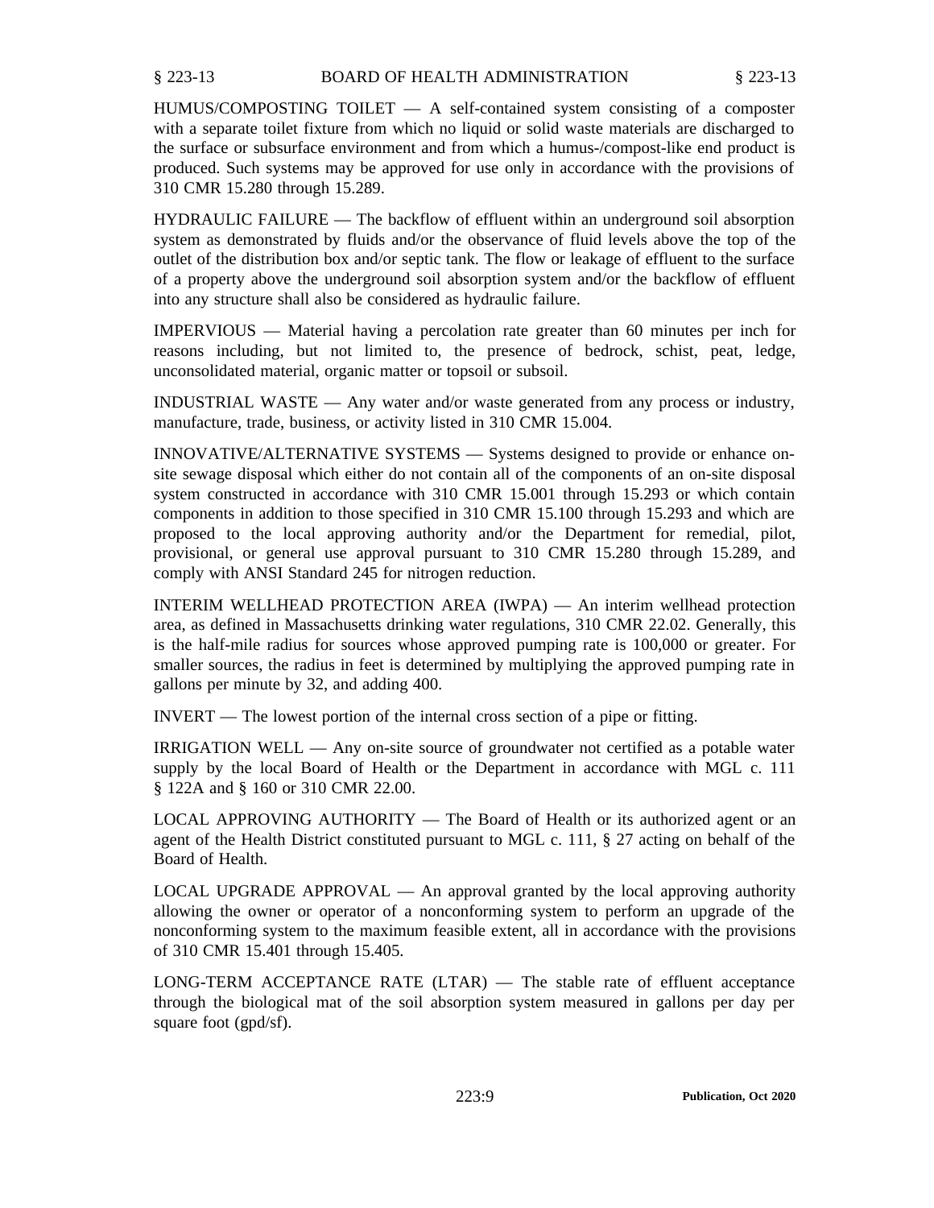HUMUS/COMPOSTING TOILET — A self-contained system consisting of a composter with a separate toilet fixture from which no liquid or solid waste materials are discharged to the surface or subsurface environment and from which a humus-/compost-like end product is produced. Such systems may be approved for use only in accordance with the provisions of 310 CMR 15.280 through 15.289.

HYDRAULIC FAILURE — The backflow of effluent within an underground soil absorption system as demonstrated by fluids and/or the observance of fluid levels above the top of the outlet of the distribution box and/or septic tank. The flow or leakage of effluent to the surface of a property above the underground soil absorption system and/or the backflow of effluent into any structure shall also be considered as hydraulic failure.

IMPERVIOUS — Material having a percolation rate greater than 60 minutes per inch for reasons including, but not limited to, the presence of bedrock, schist, peat, ledge, unconsolidated material, organic matter or topsoil or subsoil.

INDUSTRIAL WASTE — Any water and/or waste generated from any process or industry, manufacture, trade, business, or activity listed in 310 CMR 15.004.

INNOVATIVE/ALTERNATIVE SYSTEMS — Systems designed to provide or enhance on-site sewage disposal which either do not contain all of the components of an on-site disposal system constructed in accordance with 310 CMR 15.001 through 15.293 or which contain components in addition to those specified in 310 CMR 15.100 through 15.293 and which are proposed to the local approving authority and/or the Department for remedial, pilot, provisional, or general use approval pursuant to 310 CMR 15.280 through 15.289, and comply with ANSI Standard 245 for nitrogen reduction.

INTERIM WELLHEAD PROTECTION AREA (IWPA) — An interim wellhead protection area, as defined in Massachusetts drinking water regulations, 310 CMR 22.02. Generally, this is the half-mile radius for sources whose approved pumping rate is 100,000 or greater. For smaller sources, the radius in feet is determined by multiplying the approved pumping rate in gallons per minute by 32, and adding 400.

INVERT — The lowest portion of the internal cross section of a pipe or fitting.

IRRIGATION WELL — Any on-site source of groundwater not certified as a potable water supply by the local Board of Health or the Department in accordance with MGL c. 111 § 122A and § 160 or 310 CMR 22.00.

LOCAL APPROVING AUTHORITY — The Board of Health or its authorized agent or an agent of the Health District constituted pursuant to MGL c. 111, § 27 acting on behalf of the Board of Health.

LOCAL UPGRADE APPROVAL — An approval granted by the local approving authority allowing the owner or operator of a nonconforming system to perform an upgrade of the nonconforming system to the maximum feasible extent, all in accordance with the provisions of 310 CMR 15.401 through 15.405.

LONG-TERM ACCEPTANCE RATE (LTAR) — The stable rate of effluent acceptance through the biological mat of the soil absorption system measured in gallons per day per square foot (gpd/sf).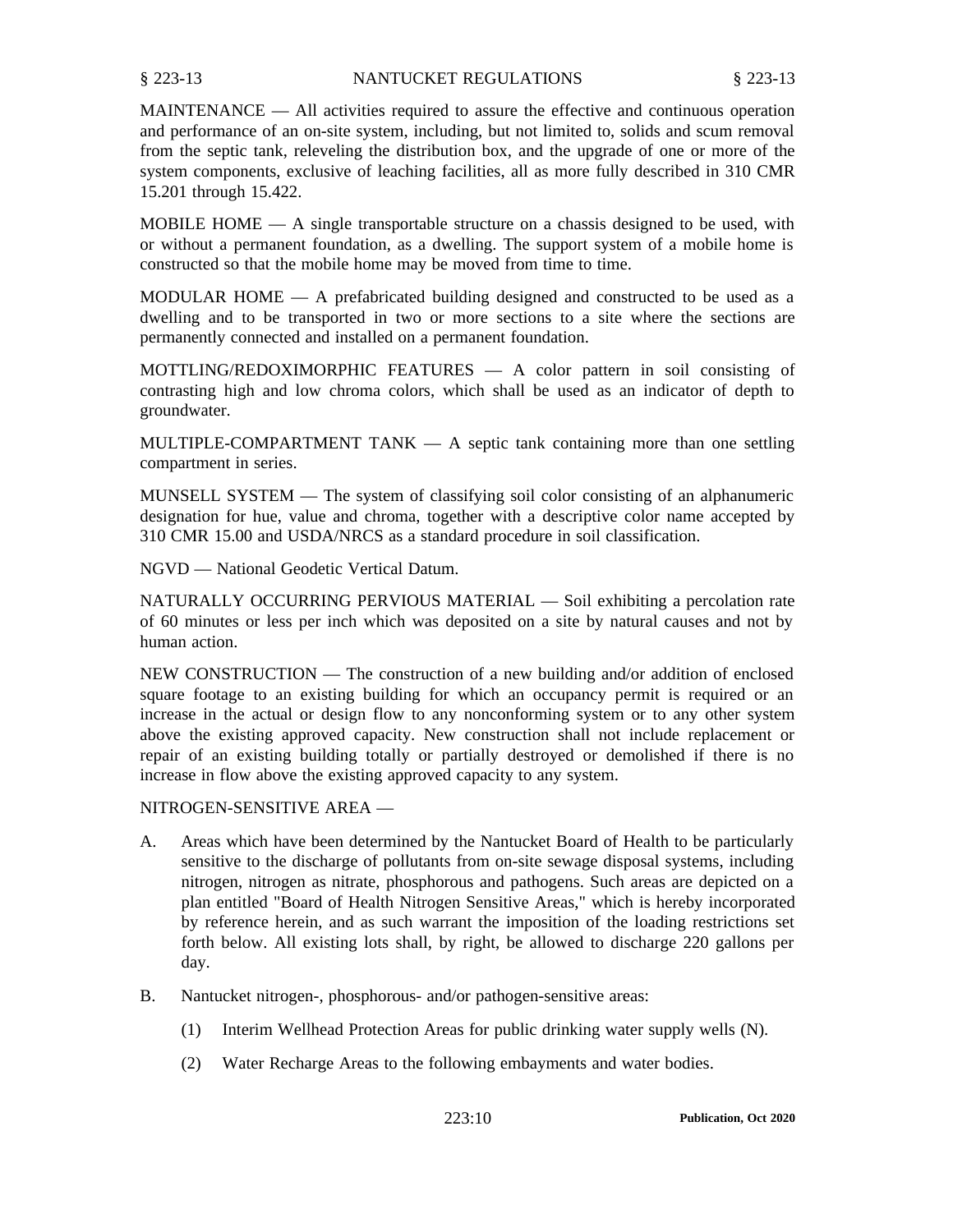MAINTENANCE — All activities required to assure the effective and continuous operation and performance of an on-site system, including, but not limited to, solids and scum removal from the septic tank, releveling the distribution box, and the upgrade of one or more of the system components, exclusive of leaching facilities, all as more fully described in 310 CMR 15.201 through 15.422.

MOBILE HOME — A single transportable structure on a chassis designed to be used, with or without a permanent foundation, as a dwelling. The support system of a mobile home is constructed so that the mobile home may be moved from time to time.

MODULAR HOME — A prefabricated building designed and constructed to be used as a dwelling and to be transported in two or more sections to a site where the sections are permanently connected and installed on a permanent foundation.

MOTTLING/REDOXIMORPHIC FEATURES — A color pattern in soil consisting of contrasting high and low chroma colors, which shall be used as an indicator of depth to groundwater.

MULTIPLE-COMPARTMENT TANK — A septic tank containing more than one settling compartment in series.

MUNSELL SYSTEM — The system of classifying soil color consisting of an alphanumeric designation for hue, value and chroma, together with a descriptive color name accepted by 310 CMR 15.00 and USDA/NRCS as a standard procedure in soil classification.

NGVD — National Geodetic Vertical Datum.

NATURALLY OCCURRING PERVIOUS MATERIAL — Soil exhibiting a percolation rate of 60 minutes or less per inch which was deposited on a site by natural causes and not by human action.

NEW CONSTRUCTION — The construction of a new building and/or addition of enclosed square footage to an existing building for which an occupancy permit is required or an increase in the actual or design flow to any nonconforming system or to any other system above the existing approved capacity. New construction shall not include replacement or repair of an existing building totally or partially destroyed or demolished if there is no increase in flow above the existing approved capacity to any system.

NITROGEN-SENSITIVE AREA —

A. Areas which have been determined by the Nantucket Board of Health to be particularly sensitive to the discharge of pollutants from on-site sewage disposal systems, including nitrogen, nitrogen as nitrate, phosphorous and pathogens. Such areas are depicted on a plan entitled "Board of Health Nitrogen Sensitive Areas," which is hereby incorporated by reference herein, and as such warrant the imposition of the loading restrictions set forth below. All existing lots shall, by right, be allowed to discharge 220 gallons per day.

B. Nantucket nitrogen-, phosphorous- and/or pathogen-sensitive areas:

   (1) Interim Wellhead Protection Areas for public drinking water supply wells (N).

   (2) Water Recharge Areas to the following embayments and water bodies.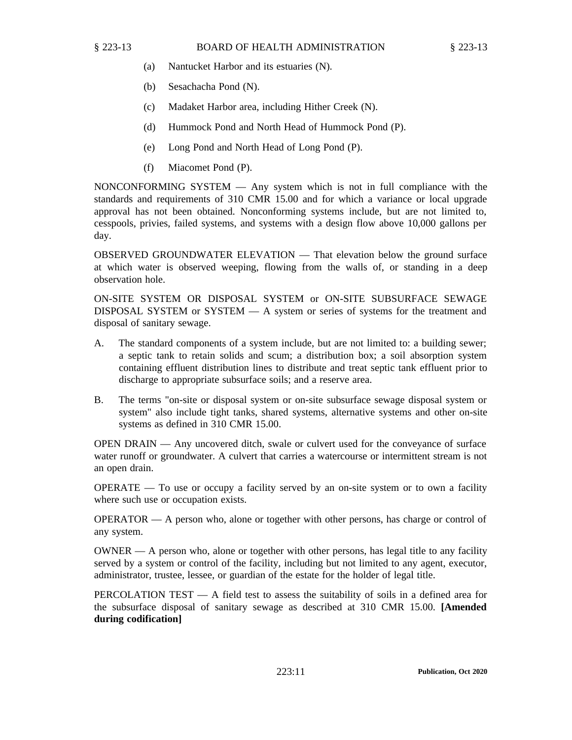(a) Nantucket Harbor and its estuaries (N).

(b) Sesachacha Pond (N).

(c) Madaket Harbor area, including Hither Creek (N).

(d) Hummock Pond and North Head of Hummock Pond (P).

(e) Long Pond and North Head of Long Pond (P).

(f) Miacomet Pond (P).

NONCONFORMING SYSTEM — Any system which is not in full compliance with the standards and requirements of 310 CMR 15.00 and for which a variance or local upgrade approval has not been obtained. Nonconforming systems include, but are not limited to, cesspools, privies, failed systems, and systems with a design flow above 10,000 gallons per day.

OBSERVED GROUNDWATER ELEVATION — That elevation below the ground surface at which water is observed weeping, flowing from the walls of, or standing in a deep observation hole.

ON-SITE SYSTEM OR DISPOSAL SYSTEM or ON-SITE SUBSURFACE SEWAGE DISPOSAL SYSTEM or SYSTEM — A system or series of systems for the treatment and disposal of sanitary sewage.

A. The standard components of a system include, but are not limited to: a building sewer; a septic tank to retain solids and scum; a distribution box; a soil absorption system containing effluent distribution lines to distribute and treat septic tank effluent prior to discharge to appropriate subsurface soils; and a reserve area.

B. The terms "on-site or disposal system or on-site subsurface sewage disposal system or system" also include tight tanks, shared systems, alternative systems and other on-site systems as defined in 310 CMR 15.00.

OPEN DRAIN — Any uncovered ditch, swale or culvert used for the conveyance of surface water runoff or groundwater. A culvert that carries a watercourse or intermittent stream is not an open drain.

OPERATE — To use or occupy a facility served by an on-site system or to own a facility where such use or occupation exists.

OPERATOR — A person who, alone or together with other persons, has charge or control of any system.

OWNER — A person who, alone or together with other persons, has legal title to any facility served by a system or control of the facility, including but not limited to any agent, executor, administrator, trustee, lessee, or guardian of the estate for the holder of legal title.

PERCOLATION TEST — A field test to assess the suitability of soils in a defined area for the subsurface disposal of sanitary sewage as described at 310 CMR 15.00. **[Amended during codification]**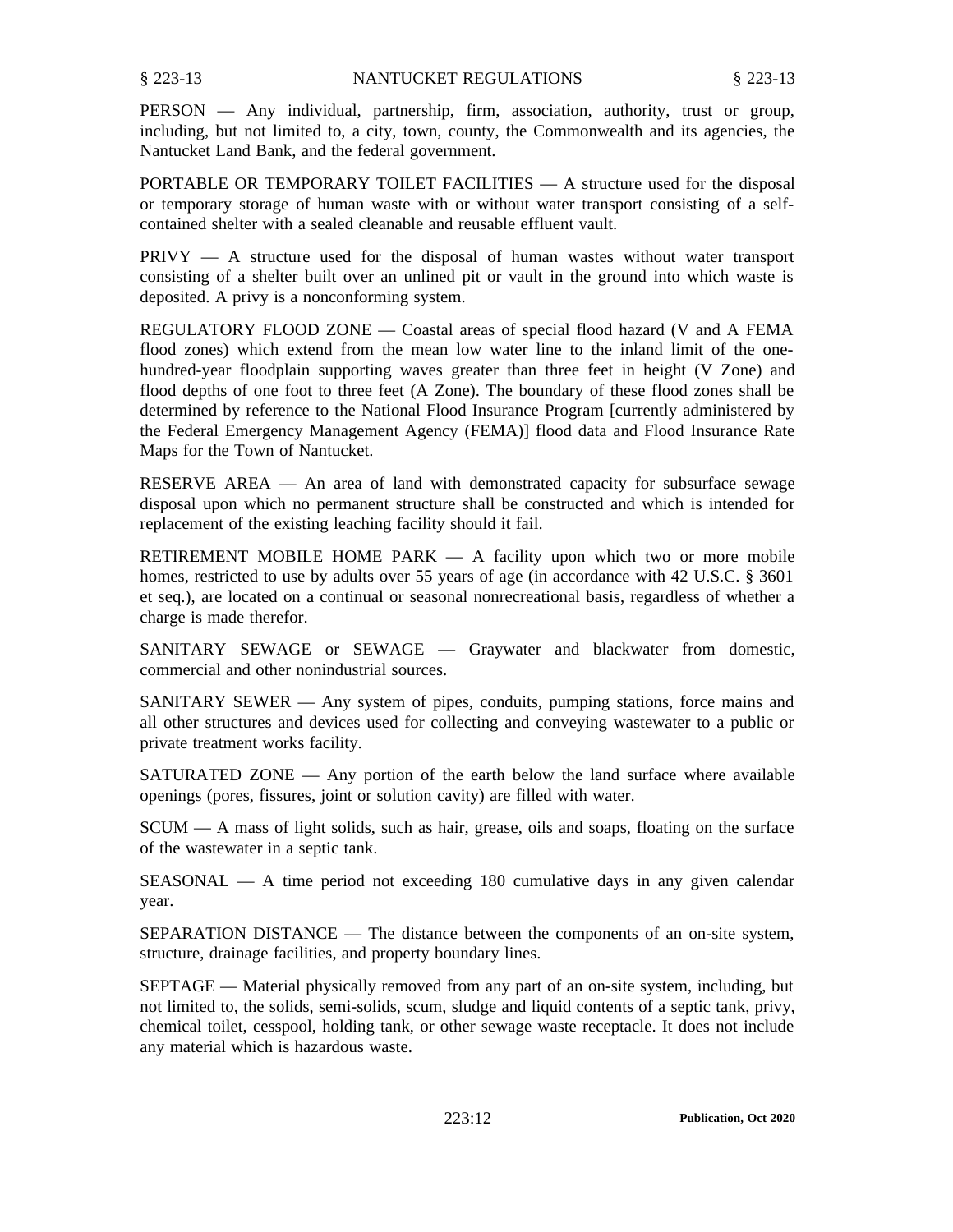PERSON — Any individual, partnership, firm, association, authority, trust or group, including, but not limited to, a city, town, county, the Commonwealth and its agencies, the Nantucket Land Bank, and the federal government.

PORTABLE OR TEMPORARY TOILET FACILITIES — A structure used for the disposal or temporary storage of human waste with or without water transport consisting of a self-contained shelter with a sealed cleanable and reusable effluent vault.

PRIVY — A structure used for the disposal of human wastes without water transport consisting of a shelter built over an unlined pit or vault in the ground into which waste is deposited. A privy is a nonconforming system.

REGULATORY FLOOD ZONE — Coastal areas of special flood hazard (V and A FEMA flood zones) which extend from the mean low water line to the inland limit of the one-hundred-year floodplain supporting waves greater than three feet in height (V Zone) and flood depths of one foot to three feet (A Zone). The boundary of these flood zones shall be determined by reference to the National Flood Insurance Program [currently administered by the Federal Emergency Management Agency (FEMA)] flood data and Flood Insurance Rate Maps for the Town of Nantucket.

RESERVE AREA — An area of land with demonstrated capacity for subsurface sewage disposal upon which no permanent structure shall be constructed and which is intended for replacement of the existing leaching facility should it fail.

RETIREMENT MOBILE HOME PARK — A facility upon which two or more mobile homes, restricted to use by adults over 55 years of age (in accordance with 42 U.S.C. § 3601 et seq.), are located on a continual or seasonal nonrecreational basis, regardless of whether a charge is made therefor.

SANITARY SEWAGE or SEWAGE — Graywater and blackwater from domestic, commercial and other nonindustrial sources.

SANITARY SEWER — Any system of pipes, conduits, pumping stations, force mains and all other structures and devices used for collecting and conveying wastewater to a public or private treatment works facility.

SATURATED ZONE — Any portion of the earth below the land surface where available openings (pores, fissures, joint or solution cavity) are filled with water.

SCUM — A mass of light solids, such as hair, grease, oils and soaps, floating on the surface of the wastewater in a septic tank.

SEASONAL — A time period not exceeding 180 cumulative days in any given calendar year.

SEPARATION DISTANCE — The distance between the components of an on-site system, structure, drainage facilities, and property boundary lines.

SEPTAGE — Material physically removed from any part of an on-site system, including, but not limited to, the solids, semi-solids, scum, sludge and liquid contents of a septic tank, privy, chemical toilet, cesspool, holding tank, or other sewage waste receptacle. It does not include any material which is hazardous waste.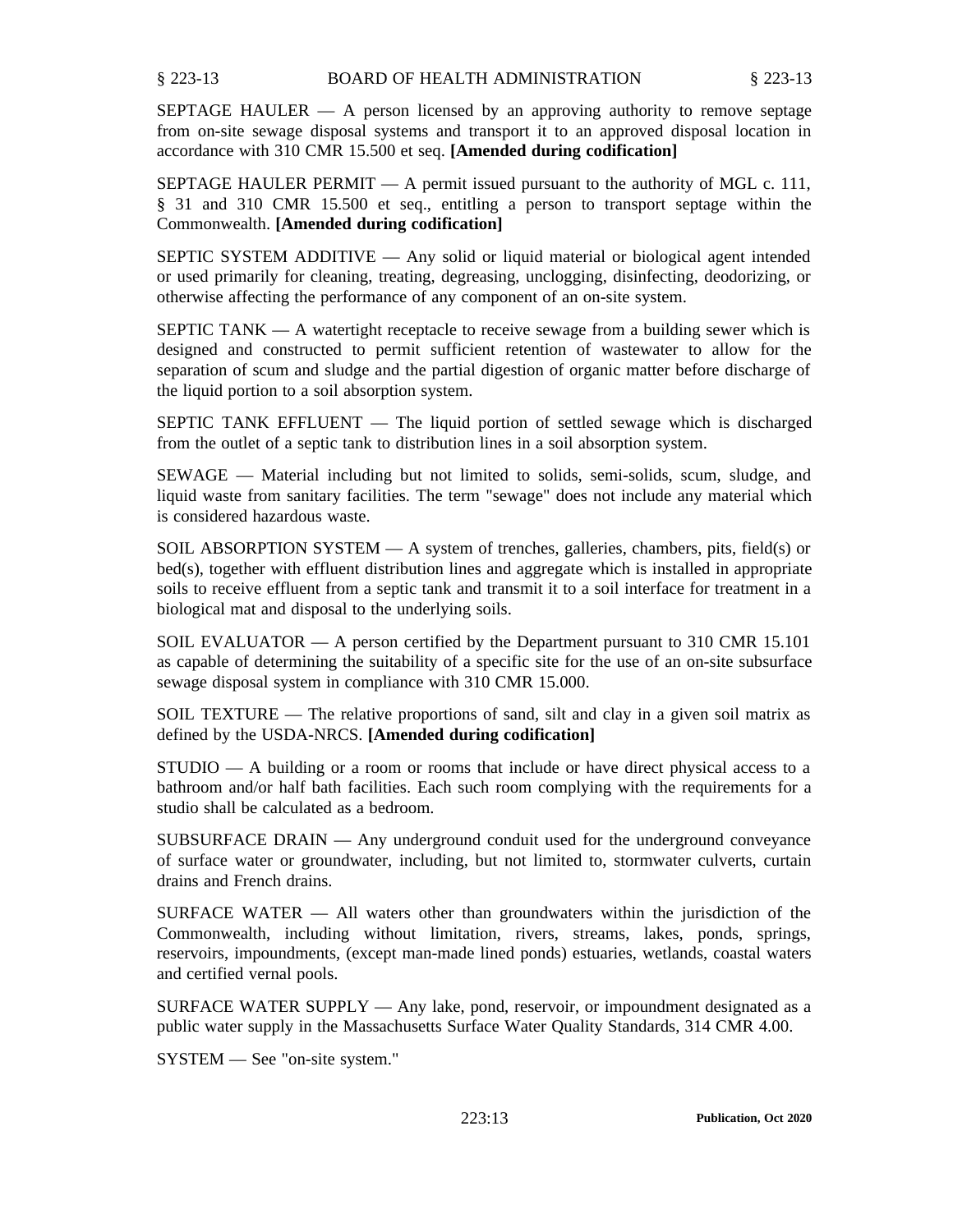SEPTAGE HAULER — A person licensed by an approving authority to remove septage from on-site sewage disposal systems and transport it to an approved disposal location in accordance with 310 CMR 15.500 et seq. **[Amended during codification]**

SEPTAGE HAULER PERMIT — A permit issued pursuant to the authority of MGL c. 111, § 31 and 310 CMR 15.500 et seq., entitling a person to transport septage within the Commonwealth. **[Amended during codification]**

SEPTIC SYSTEM ADDITIVE — Any solid or liquid material or biological agent intended or used primarily for cleaning, treating, degreasing, unclogging, disinfecting, deodorizing, or otherwise affecting the performance of any component of an on-site system.

SEPTIC TANK — A watertight receptacle to receive sewage from a building sewer which is designed and constructed to permit sufficient retention of wastewater to allow for the separation of scum and sludge and the partial digestion of organic matter before discharge of the liquid portion to a soil absorption system.

SEPTIC TANK EFFLUENT — The liquid portion of settled sewage which is discharged from the outlet of a septic tank to distribution lines in a soil absorption system.

SEWAGE — Material including but not limited to solids, semi-solids, scum, sludge, and liquid waste from sanitary facilities. The term "sewage" does not include any material which is considered hazardous waste.

SOIL ABSORPTION SYSTEM — A system of trenches, galleries, chambers, pits, field(s) or bed(s), together with effluent distribution lines and aggregate which is installed in appropriate soils to receive effluent from a septic tank and transmit it to a soil interface for treatment in a biological mat and disposal to the underlying soils.

SOIL EVALUATOR — A person certified by the Department pursuant to 310 CMR 15.101 as capable of determining the suitability of a specific site for the use of an on-site subsurface sewage disposal system in compliance with 310 CMR 15.000.

SOIL TEXTURE — The relative proportions of sand, silt and clay in a given soil matrix as defined by the USDA-NRCS. **[Amended during codification]**

STUDIO — A building or a room or rooms that include or have direct physical access to a bathroom and/or half bath facilities. Each such room complying with the requirements for a studio shall be calculated as a bedroom.

SUBSURFACE DRAIN — Any underground conduit used for the underground conveyance of surface water or groundwater, including, but not limited to, stormwater culverts, curtain drains and French drains.

SURFACE WATER — All waters other than groundwaters within the jurisdiction of the Commonwealth, including without limitation, rivers, streams, lakes, ponds, springs, reservoirs, impoundments, (except man-made lined ponds) estuaries, wetlands, coastal waters and certified vernal pools.

SURFACE WATER SUPPLY — Any lake, pond, reservoir, or impoundment designated as a public water supply in the Massachusetts Surface Water Quality Standards, 314 CMR 4.00.

SYSTEM — See "on-site system."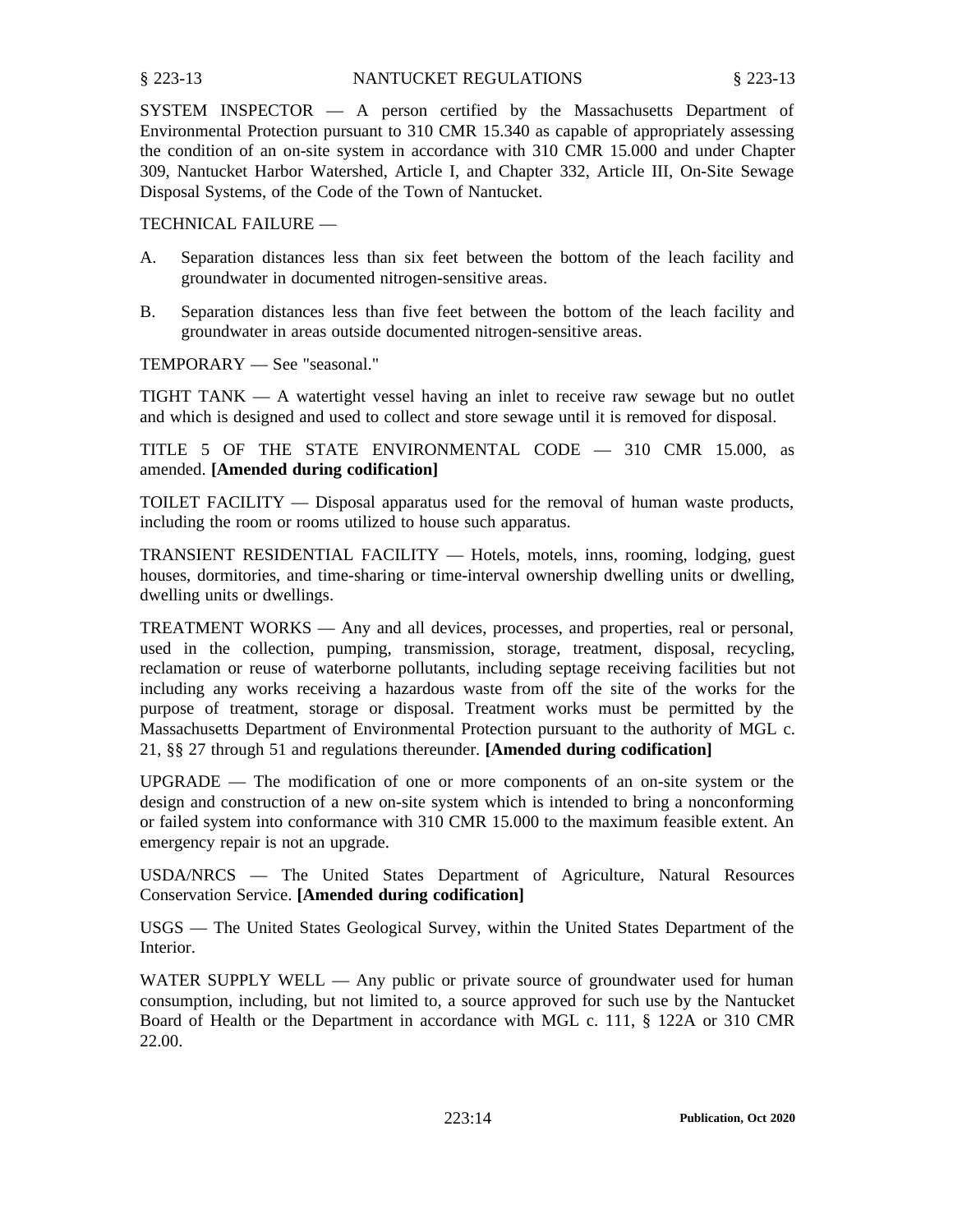SYSTEM INSPECTOR — A person certified by the Massachusetts Department of Environmental Protection pursuant to 310 CMR 15.340 as capable of appropriately assessing the condition of an on-site system in accordance with 310 CMR 15.000 and under Chapter 309, Nantucket Harbor Watershed, Article I, and Chapter 332, Article III, On-Site Sewage Disposal Systems, of the Code of the Town of Nantucket.

TECHNICAL FAILURE —

A. Separation distances less than six feet between the bottom of the leach facility and groundwater in documented nitrogen-sensitive areas.

B. Separation distances less than five feet between the bottom of the leach facility and groundwater in areas outside documented nitrogen-sensitive areas.

TEMPORARY — See "seasonal."

TIGHT TANK — A watertight vessel having an inlet to receive raw sewage but no outlet and which is designed and used to collect and store sewage until it is removed for disposal.

TITLE 5 OF THE STATE ENVIRONMENTAL CODE — 310 CMR 15.000, as amended. **[Amended during codification]**

TOILET FACILITY — Disposal apparatus used for the removal of human waste products, including the room or rooms utilized to house such apparatus.

TRANSIENT RESIDENTIAL FACILITY — Hotels, motels, inns, rooming, lodging, guest houses, dormitories, and time-sharing or time-interval ownership dwelling units or dwelling, dwelling units or dwellings.

TREATMENT WORKS — Any and all devices, processes, and properties, real or personal, used in the collection, pumping, transmission, storage, treatment, disposal, recycling, reclamation or reuse of waterborne pollutants, including septage receiving facilities but not including any works receiving a hazardous waste from off the site of the works for the purpose of treatment, storage or disposal. Treatment works must be permitted by the Massachusetts Department of Environmental Protection pursuant to the authority of MGL c. 21, §§ 27 through 51 and regulations thereunder. **[Amended during codification]**

UPGRADE — The modification of one or more components of an on-site system or the design and construction of a new on-site system which is intended to bring a nonconforming or failed system into conformance with 310 CMR 15.000 to the maximum feasible extent. An emergency repair is not an upgrade.

USDA/NRCS — The United States Department of Agriculture, Natural Resources Conservation Service. **[Amended during codification]**

USGS — The United States Geological Survey, within the United States Department of the Interior.

WATER SUPPLY WELL — Any public or private source of groundwater used for human consumption, including, but not limited to, a source approved for such use by the Nantucket Board of Health or the Department in accordance with MGL c. 111, § 122A or 310 CMR 22.00.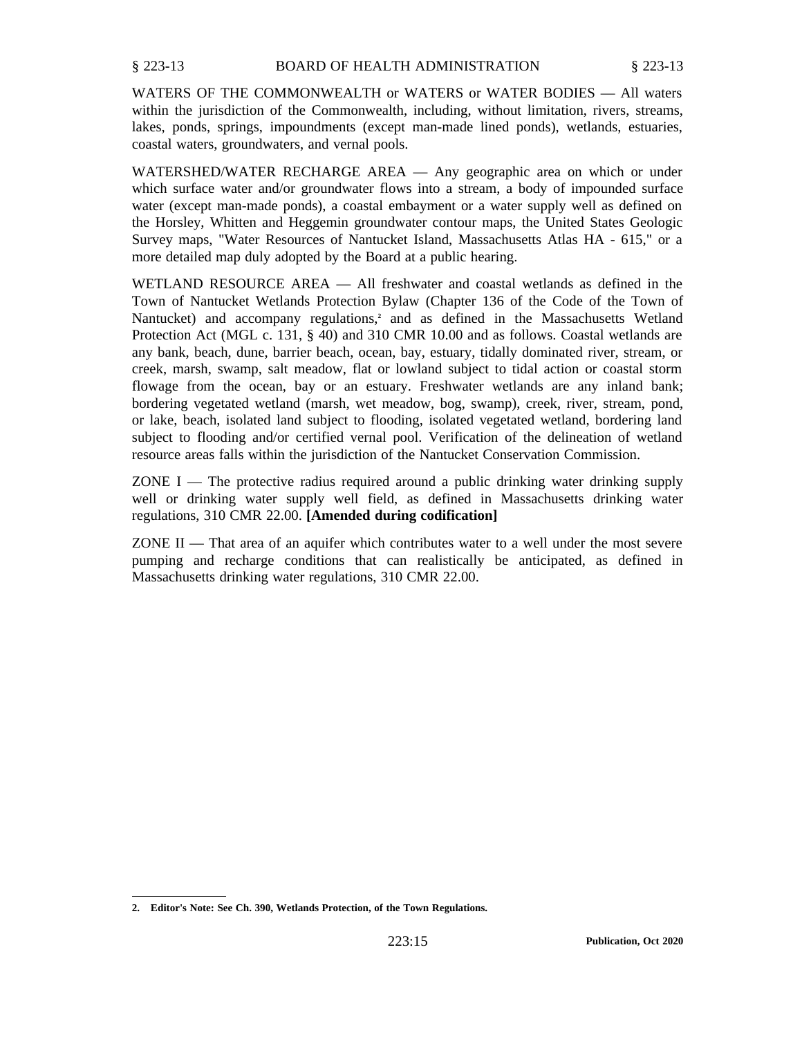WATERS OF THE COMMONWEALTH or WATERS or WATER BODIES — All waters within the jurisdiction of the Commonwealth, including, without limitation, rivers, streams, lakes, ponds, springs, impoundments (except man-made lined ponds), wetlands, estuaries, coastal waters, groundwaters, and vernal pools.

WATERSHED/WATER RECHARGE AREA — Any geographic area on which or under which surface water and/or groundwater flows into a stream, a body of impounded surface water (except man-made ponds), a coastal embayment or a water supply well as defined on the Horsley, Whitten and Heggemin groundwater contour maps, the United States Geologic Survey maps, "Water Resources of Nantucket Island, Massachusetts Atlas HA - 615," or a more detailed map duly adopted by the Board at a public hearing.

WETLAND RESOURCE AREA — All freshwater and coastal wetlands as defined in the Town of Nantucket Wetlands Protection Bylaw (Chapter 136 of the Code of the Town of Nantucket) and accompany regulations,[2] and as defined in the Massachusetts Wetland Protection Act (MGL c. 131, § 40) and 310 CMR 10.00 and as follows. Coastal wetlands are any bank, beach, dune, barrier beach, ocean, bay, estuary, tidally dominated river, stream, or creek, marsh, swamp, salt meadow, flat or lowland subject to tidal action or coastal storm flowage from the ocean, bay or an estuary. Freshwater wetlands are any inland bank; bordering vegetated wetland (marsh, wet meadow, bog, swamp), creek, river, stream, pond, or lake, beach, isolated land subject to flooding, isolated vegetated wetland, bordering land subject to flooding and/or certified vernal pool. Verification of the delineation of wetland resource areas falls within the jurisdiction of the Nantucket Conservation Commission.

ZONE I — The protective radius required around a public drinking water drinking supply well or drinking water supply well field, as defined in Massachusetts drinking water regulations, 310 CMR 22.00. **[Amended during codification]**

ZONE II — That area of an aquifer which contributes water to a well under the most severe pumping and recharge conditions that can realistically be anticipated, as defined in Massachusetts drinking water regulations, 310 CMR 22.00.

---

**2. Editor's Note: See Ch. 390, Wetlands Protection, of the Town Regulations.**